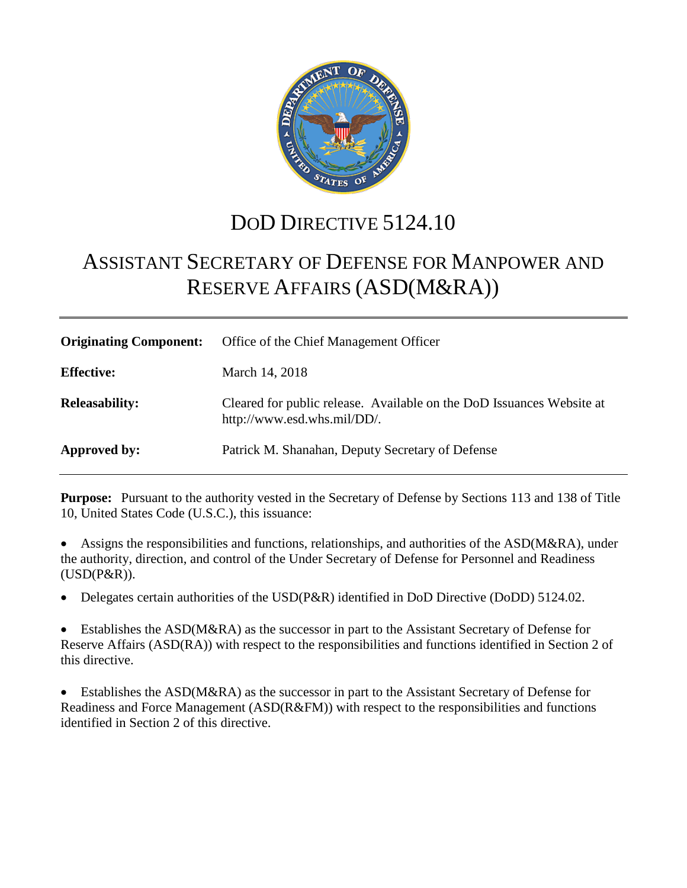# DoD DIRECTIVE 5124.10

# ASSISTANT SECRETARY OF DEFENSE FOR MANPOWER AND RESERVE AFFAIRS (ASD(M&RA))

| | |
|---|---|
| **Originating Component:** | Office of the Chief Management Officer |
| **Effective:** | March 14, 2018 |
| **Releasability:** | Cleared for public release. Available on the DoD Issuances Website at http://www.esd.whs.mil/DD/. |
| **Approved by:** | Patrick M. Shanahan, Deputy Secretary of Defense |

**Purpose:** Pursuant to the authority vested in the Secretary of Defense by Sections 113 and 138 of Title 10, United States Code (U.S.C.), this issuance:

- Assigns the responsibilities and functions, relationships, and authorities of the ASD(M&RA), under the authority, direction, and control of the Under Secretary of Defense for Personnel and Readiness (USD(P&R)).

- Delegates certain authorities of the USD(P&R) identified in DoD Directive (DoDD) 5124.02.

- Establishes the ASD(M&RA) as the successor in part to the Assistant Secretary of Defense for Reserve Affairs (ASD(RA)) with respect to the responsibilities and functions identified in Section 2 of this directive.

- Establishes the ASD(M&RA) as the successor in part to the Assistant Secretary of Defense for Readiness and Force Management (ASD(R&FM)) with respect to the responsibilities and functions identified in Section 2 of this directive.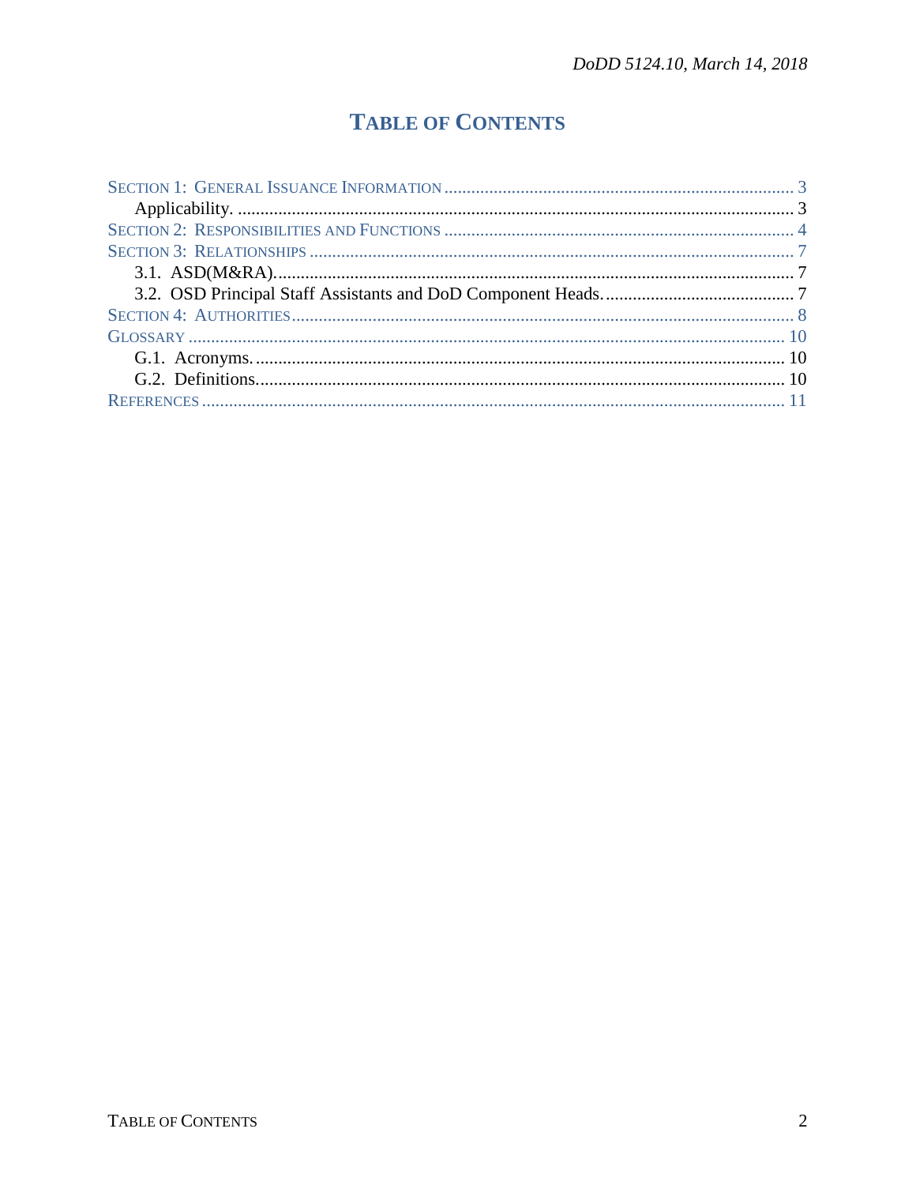# TABLE OF CONTENTS

SECTION 1: GENERAL ISSUANCE INFORMATION ........................................................................ 3
    Applicability. ........................................................................................................................ 3
SECTION 2: RESPONSIBILITIES AND FUNCTIONS ........................................................................ 4
SECTION 3: RELATIONSHIPS ........................................................................................................ 7
    3.1. ASD(M&RA). ................................................................................................................ 7
    3.2. OSD Principal Staff Assistants and DoD Component Heads. ........................................ 7
SECTION 4: AUTHORITIES ............................................................................................................ 8
GLOSSARY .................................................................................................................................. 10
    G.1. Acronyms. ..................................................................................................................... 10
    G.2. Definitions. .................................................................................................................... 10
REFERENCES ............................................................................................................................... 11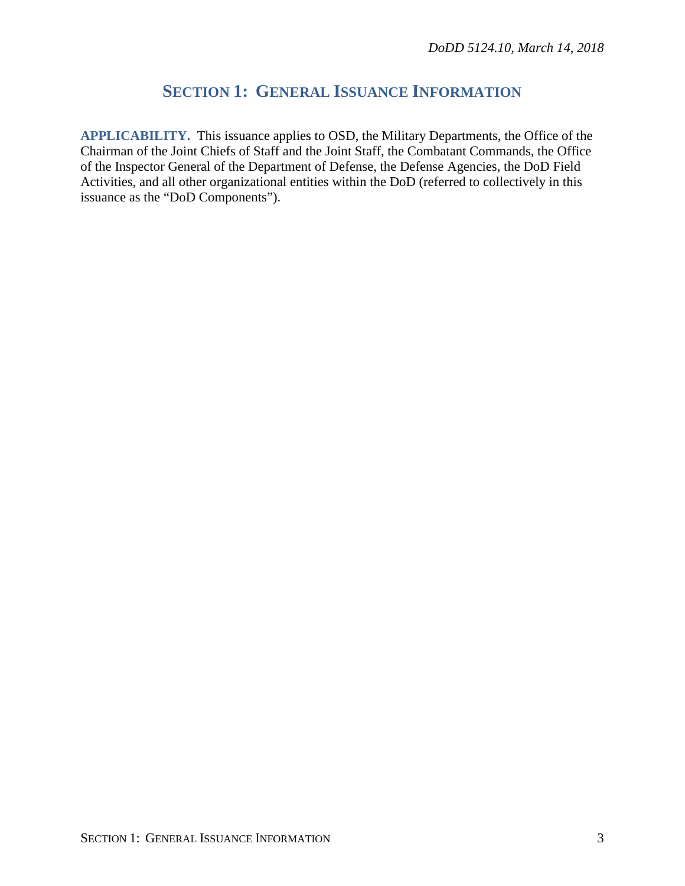# SECTION 1: GENERAL ISSUANCE INFORMATION

**APPLICABILITY.** This issuance applies to OSD, the Military Departments, the Office of the Chairman of the Joint Chiefs of Staff and the Joint Staff, the Combatant Commands, the Office of the Inspector General of the Department of Defense, the Defense Agencies, the DoD Field Activities, and all other organizational entities within the DoD (referred to collectively in this issuance as the "DoD Components").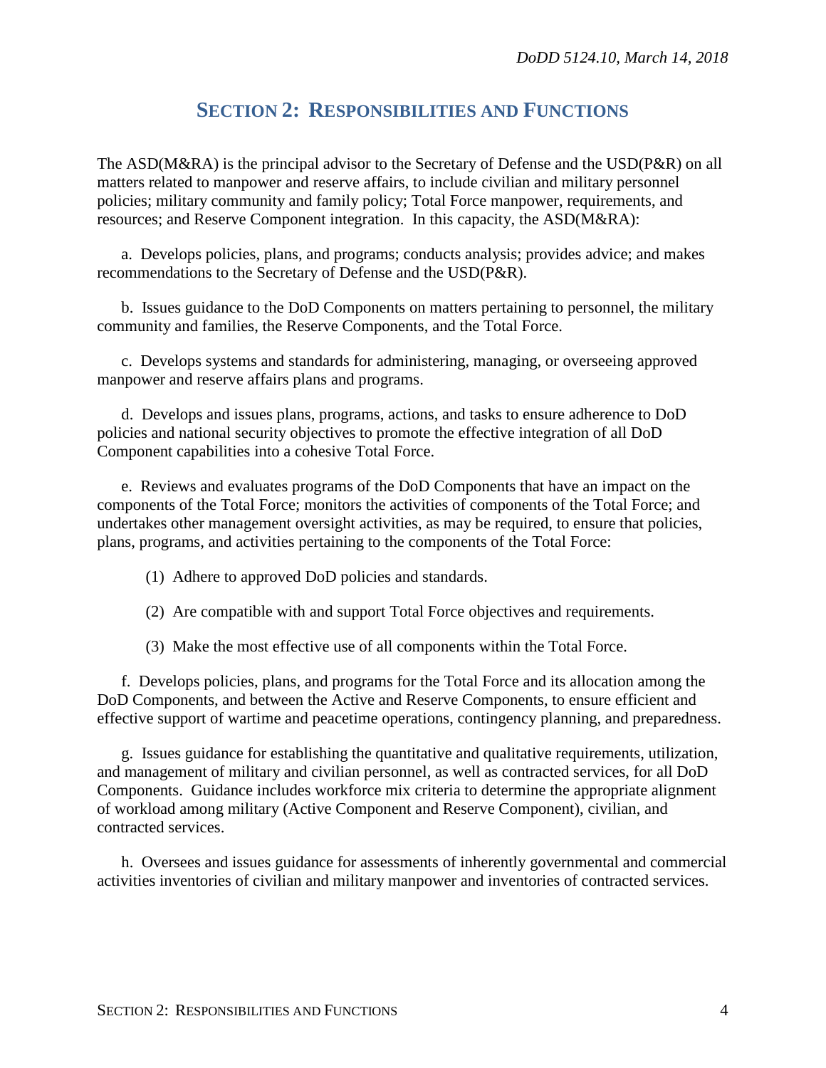## SECTION 2: RESPONSIBILITIES AND FUNCTIONS

The ASD(M&RA) is the principal advisor to the Secretary of Defense and the USD(P&R) on all matters related to manpower and reserve affairs, to include civilian and military personnel policies; military community and family policy; Total Force manpower, requirements, and resources; and Reserve Component integration. In this capacity, the ASD(M&RA):

a. Develops policies, plans, and programs; conducts analysis; provides advice; and makes recommendations to the Secretary of Defense and the USD(P&R).

b. Issues guidance to the DoD Components on matters pertaining to personnel, the military community and families, the Reserve Components, and the Total Force.

c. Develops systems and standards for administering, managing, or overseeing approved manpower and reserve affairs plans and programs.

d. Develops and issues plans, programs, actions, and tasks to ensure adherence to DoD policies and national security objectives to promote the effective integration of all DoD Component capabilities into a cohesive Total Force.

e. Reviews and evaluates programs of the DoD Components that have an impact on the components of the Total Force; monitors the activities of components of the Total Force; and undertakes other management oversight activities, as may be required, to ensure that policies, plans, programs, and activities pertaining to the components of the Total Force:

(1) Adhere to approved DoD policies and standards.

(2) Are compatible with and support Total Force objectives and requirements.

(3) Make the most effective use of all components within the Total Force.

f. Develops policies, plans, and programs for the Total Force and its allocation among the DoD Components, and between the Active and Reserve Components, to ensure efficient and effective support of wartime and peacetime operations, contingency planning, and preparedness.

g. Issues guidance for establishing the quantitative and qualitative requirements, utilization, and management of military and civilian personnel, as well as contracted services, for all DoD Components. Guidance includes workforce mix criteria to determine the appropriate alignment of workload among military (Active Component and Reserve Component), civilian, and contracted services.

h. Oversees and issues guidance for assessments of inherently governmental and commercial activities inventories of civilian and military manpower and inventories of contracted services.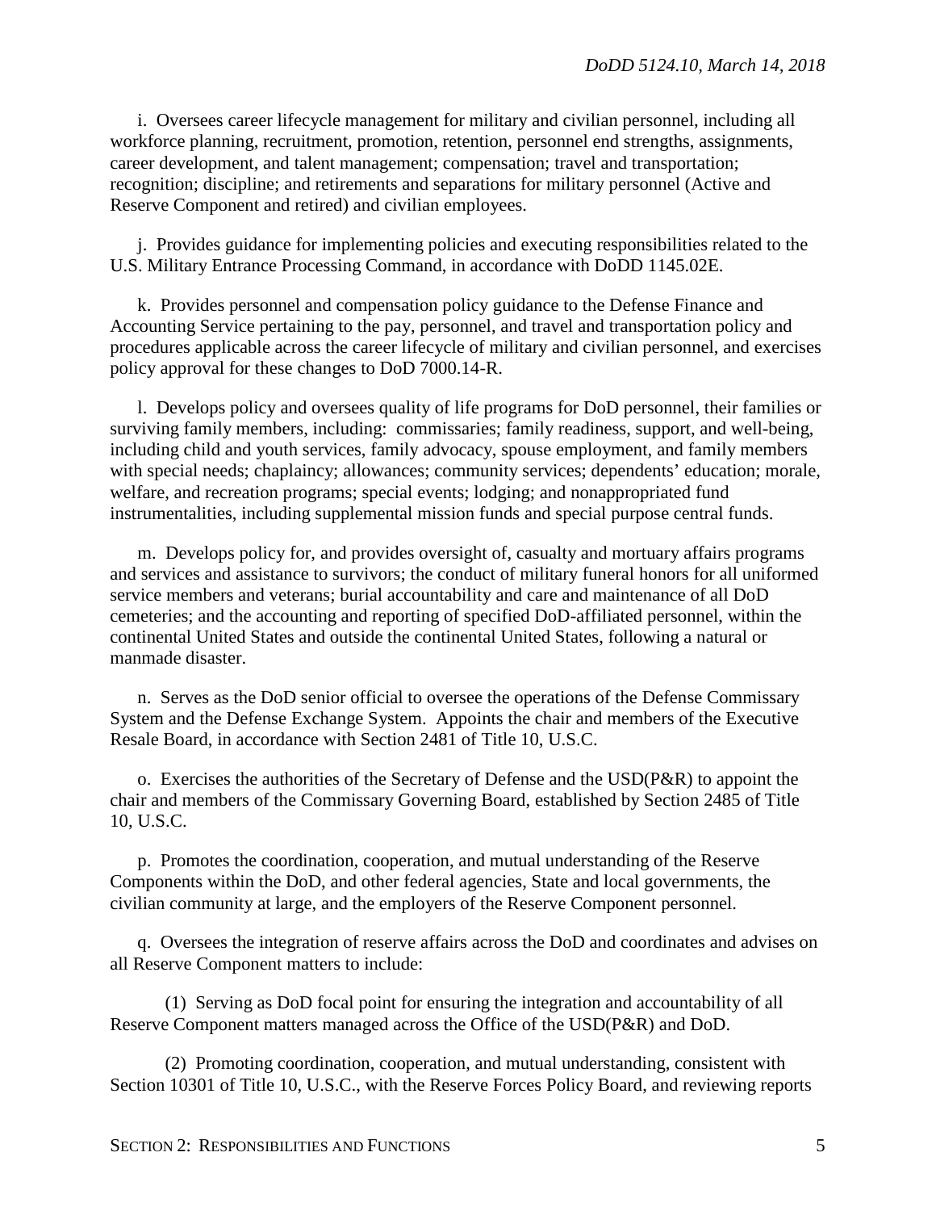i. Oversees career lifecycle management for military and civilian personnel, including all workforce planning, recruitment, promotion, retention, personnel end strengths, assignments, career development, and talent management; compensation; travel and transportation; recognition; discipline; and retirements and separations for military personnel (Active and Reserve Component and retired) and civilian employees.

j. Provides guidance for implementing policies and executing responsibilities related to the U.S. Military Entrance Processing Command, in accordance with DoDD 1145.02E.

k. Provides personnel and compensation policy guidance to the Defense Finance and Accounting Service pertaining to the pay, personnel, and travel and transportation policy and procedures applicable across the career lifecycle of military and civilian personnel, and exercises policy approval for these changes to DoD 7000.14-R.

l. Develops policy and oversees quality of life programs for DoD personnel, their families or surviving family members, including: commissaries; family readiness, support, and well-being, including child and youth services, family advocacy, spouse employment, and family members with special needs; chaplaincy; allowances; community services; dependents' education; morale, welfare, and recreation programs; special events; lodging; and nonappropriated fund instrumentalities, including supplemental mission funds and special purpose central funds.

m. Develops policy for, and provides oversight of, casualty and mortuary affairs programs and services and assistance to survivors; the conduct of military funeral honors for all uniformed service members and veterans; burial accountability and care and maintenance of all DoD cemeteries; and the accounting and reporting of specified DoD-affiliated personnel, within the continental United States and outside the continental United States, following a natural or manmade disaster.

n. Serves as the DoD senior official to oversee the operations of the Defense Commissary System and the Defense Exchange System. Appoints the chair and members of the Executive Resale Board, in accordance with Section 2481 of Title 10, U.S.C.

o. Exercises the authorities of the Secretary of Defense and the USD(P&R) to appoint the chair and members of the Commissary Governing Board, established by Section 2485 of Title 10, U.S.C.

p. Promotes the coordination, cooperation, and mutual understanding of the Reserve Components within the DoD, and other federal agencies, State and local governments, the civilian community at large, and the employers of the Reserve Component personnel.

q. Oversees the integration of reserve affairs across the DoD and coordinates and advises on all Reserve Component matters to include:

(1) Serving as DoD focal point for ensuring the integration and accountability of all Reserve Component matters managed across the Office of the USD(P&R) and DoD.

(2) Promoting coordination, cooperation, and mutual understanding, consistent with Section 10301 of Title 10, U.S.C., with the Reserve Forces Policy Board, and reviewing reports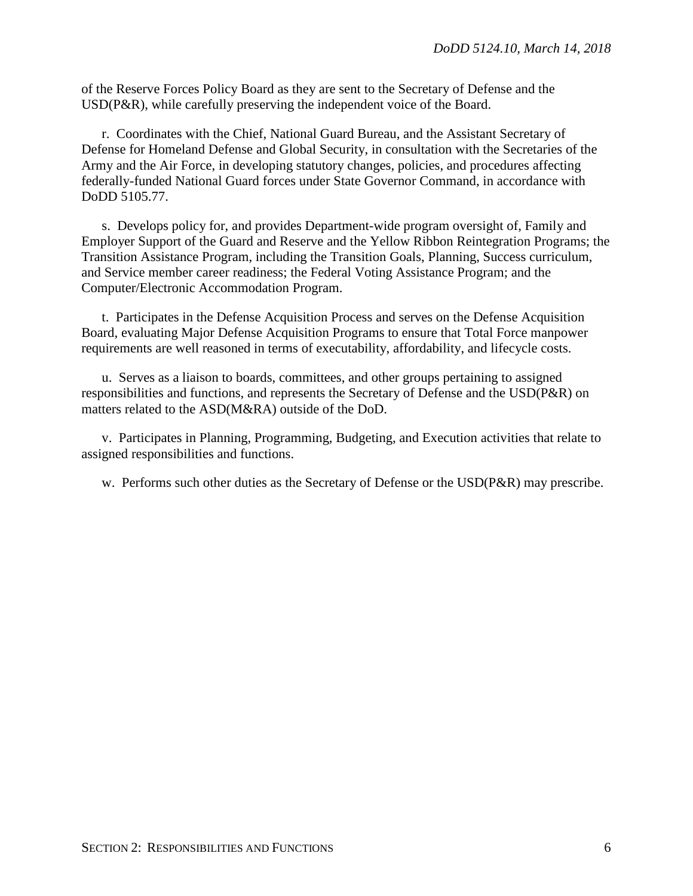of the Reserve Forces Policy Board as they are sent to the Secretary of Defense and the USD(P&R), while carefully preserving the independent voice of the Board.

r. Coordinates with the Chief, National Guard Bureau, and the Assistant Secretary of Defense for Homeland Defense and Global Security, in consultation with the Secretaries of the Army and the Air Force, in developing statutory changes, policies, and procedures affecting federally-funded National Guard forces under State Governor Command, in accordance with DoDD 5105.77.

s. Develops policy for, and provides Department-wide program oversight of, Family and Employer Support of the Guard and Reserve and the Yellow Ribbon Reintegration Programs; the Transition Assistance Program, including the Transition Goals, Planning, Success curriculum, and Service member career readiness; the Federal Voting Assistance Program; and the Computer/Electronic Accommodation Program.

t. Participates in the Defense Acquisition Process and serves on the Defense Acquisition Board, evaluating Major Defense Acquisition Programs to ensure that Total Force manpower requirements are well reasoned in terms of executability, affordability, and lifecycle costs.

u. Serves as a liaison to boards, committees, and other groups pertaining to assigned responsibilities and functions, and represents the Secretary of Defense and the USD(P&R) on matters related to the ASD(M&RA) outside of the DoD.

v. Participates in Planning, Programming, Budgeting, and Execution activities that relate to assigned responsibilities and functions.

w. Performs such other duties as the Secretary of Defense or the USD(P&R) may prescribe.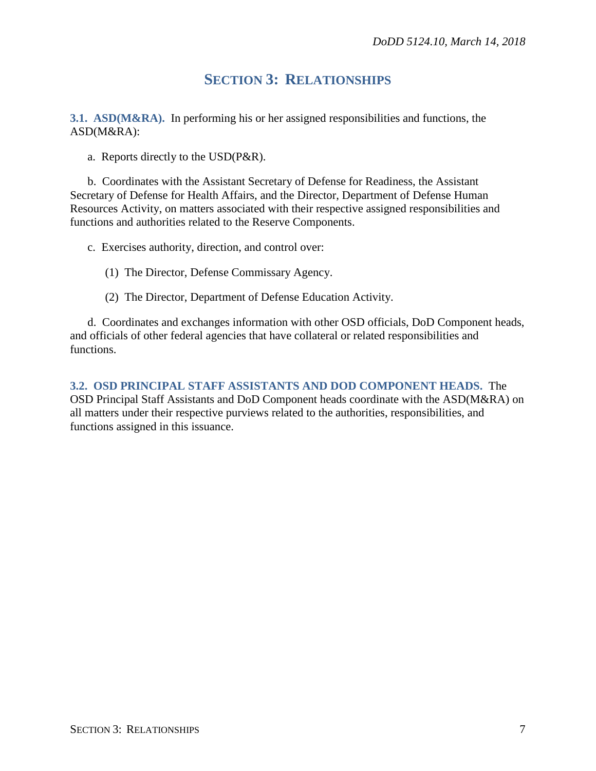# SECTION 3: RELATIONSHIPS

**3.1. ASD(M&RA).** In performing his or her assigned responsibilities and functions, the ASD(M&RA):

a. Reports directly to the USD(P&R).

b. Coordinates with the Assistant Secretary of Defense for Readiness, the Assistant Secretary of Defense for Health Affairs, and the Director, Department of Defense Human Resources Activity, on matters associated with their respective assigned responsibilities and functions and authorities related to the Reserve Components.

c. Exercises authority, direction, and control over:

(1) The Director, Defense Commissary Agency.

(2) The Director, Department of Defense Education Activity.

d. Coordinates and exchanges information with other OSD officials, DoD Component heads, and officials of other federal agencies that have collateral or related responsibilities and functions.

**3.2. OSD PRINCIPAL STAFF ASSISTANTS AND DOD COMPONENT HEADS.** The OSD Principal Staff Assistants and DoD Component heads coordinate with the ASD(M&RA) on all matters under their respective purviews related to the authorities, responsibilities, and functions assigned in this issuance.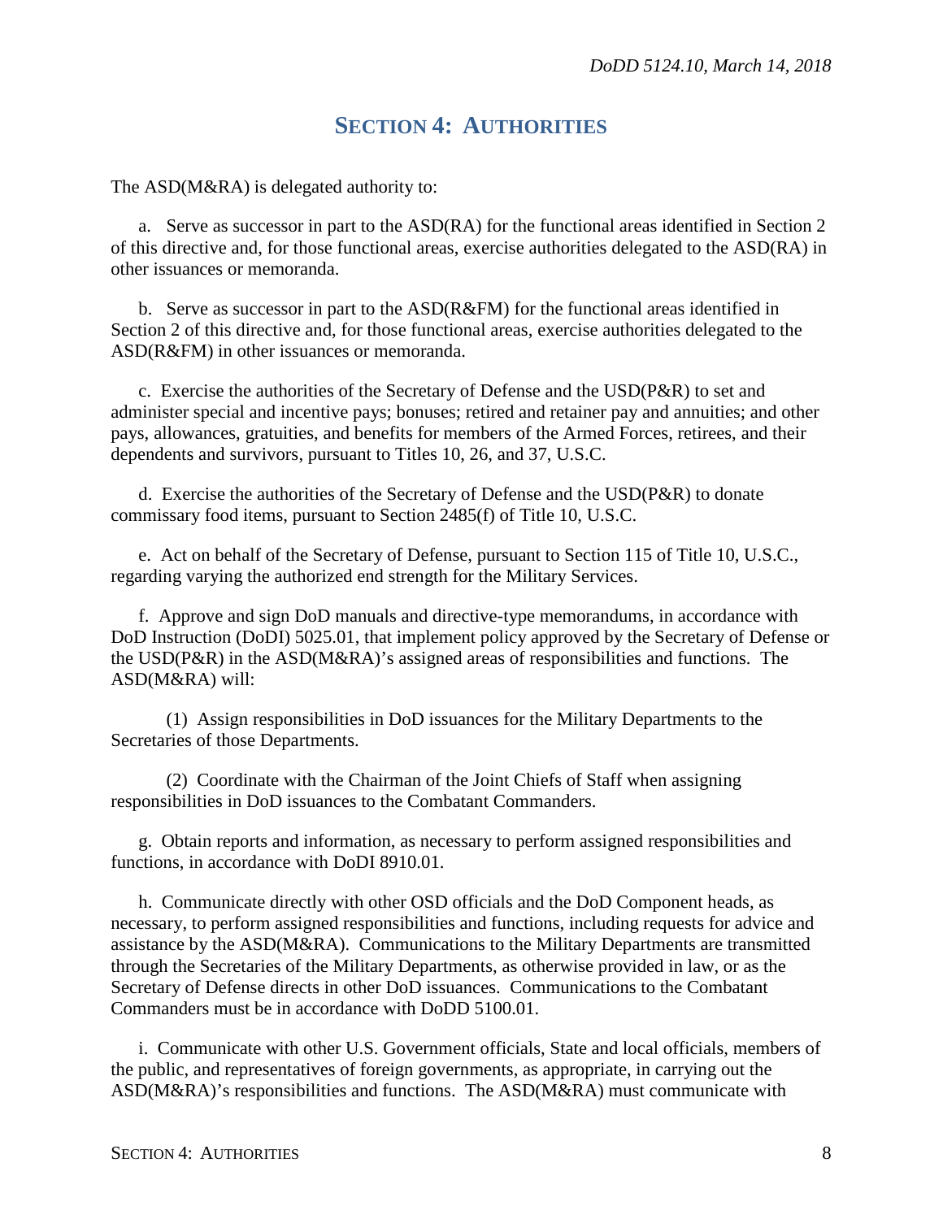# SECTION 4: AUTHORITIES

The ASD(M&RA) is delegated authority to:

a. Serve as successor in part to the ASD(RA) for the functional areas identified in Section 2 of this directive and, for those functional areas, exercise authorities delegated to the ASD(RA) in other issuances or memoranda.

b. Serve as successor in part to the ASD(R&FM) for the functional areas identified in Section 2 of this directive and, for those functional areas, exercise authorities delegated to the ASD(R&FM) in other issuances or memoranda.

c. Exercise the authorities of the Secretary of Defense and the USD(P&R) to set and administer special and incentive pays; bonuses; retired and retainer pay and annuities; and other pays, allowances, gratuities, and benefits for members of the Armed Forces, retirees, and their dependents and survivors, pursuant to Titles 10, 26, and 37, U.S.C.

d. Exercise the authorities of the Secretary of Defense and the USD(P&R) to donate commissary food items, pursuant to Section 2485(f) of Title 10, U.S.C.

e. Act on behalf of the Secretary of Defense, pursuant to Section 115 of Title 10, U.S.C., regarding varying the authorized end strength for the Military Services.

f. Approve and sign DoD manuals and directive-type memorandums, in accordance with DoD Instruction (DoDI) 5025.01, that implement policy approved by the Secretary of Defense or the USD(P&R) in the ASD(M&RA)'s assigned areas of responsibilities and functions. The ASD(M&RA) will:

(1) Assign responsibilities in DoD issuances for the Military Departments to the Secretaries of those Departments.

(2) Coordinate with the Chairman of the Joint Chiefs of Staff when assigning responsibilities in DoD issuances to the Combatant Commanders.

g. Obtain reports and information, as necessary to perform assigned responsibilities and functions, in accordance with DoDI 8910.01.

h. Communicate directly with other OSD officials and the DoD Component heads, as necessary, to perform assigned responsibilities and functions, including requests for advice and assistance by the ASD(M&RA). Communications to the Military Departments are transmitted through the Secretaries of the Military Departments, as otherwise provided in law, or as the Secretary of Defense directs in other DoD issuances. Communications to the Combatant Commanders must be in accordance with DoDD 5100.01.

i. Communicate with other U.S. Government officials, State and local officials, members of the public, and representatives of foreign governments, as appropriate, in carrying out the ASD(M&RA)'s responsibilities and functions. The ASD(M&RA) must communicate with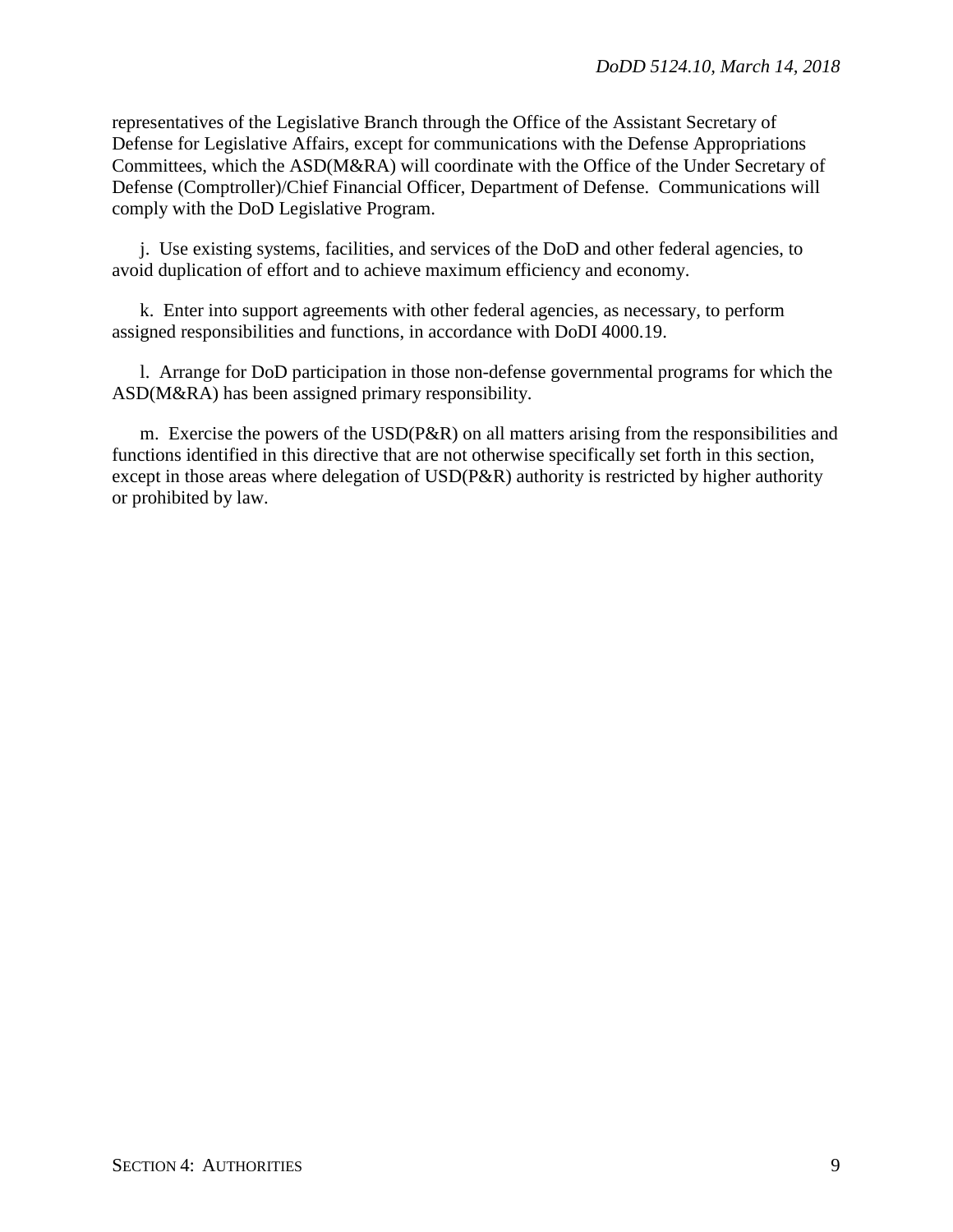representatives of the Legislative Branch through the Office of the Assistant Secretary of Defense for Legislative Affairs, except for communications with the Defense Appropriations Committees, which the ASD(M&RA) will coordinate with the Office of the Under Secretary of Defense (Comptroller)/Chief Financial Officer, Department of Defense. Communications will comply with the DoD Legislative Program.

j. Use existing systems, facilities, and services of the DoD and other federal agencies, to avoid duplication of effort and to achieve maximum efficiency and economy.

k. Enter into support agreements with other federal agencies, as necessary, to perform assigned responsibilities and functions, in accordance with DoDI 4000.19.

l. Arrange for DoD participation in those non-defense governmental programs for which the ASD(M&RA) has been assigned primary responsibility.

m. Exercise the powers of the USD(P&R) on all matters arising from the responsibilities and functions identified in this directive that are not otherwise specifically set forth in this section, except in those areas where delegation of USD(P&R) authority is restricted by higher authority or prohibited by law.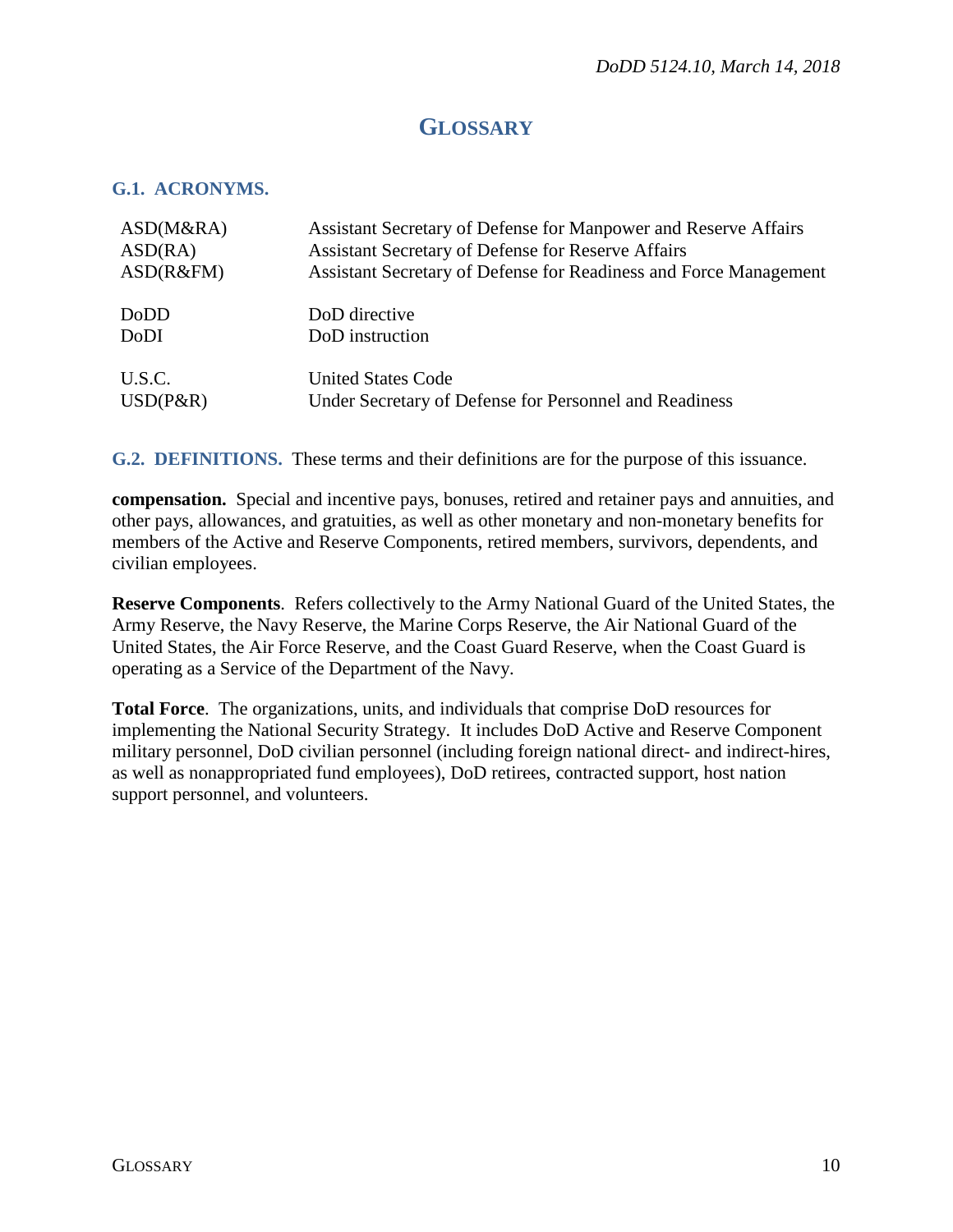# Glossary

## G.1. ACRONYMS.

| | |
|---|---|
| ASD(M&RA) | Assistant Secretary of Defense for Manpower and Reserve Affairs |
| ASD(RA) | Assistant Secretary of Defense for Reserve Affairs |
| ASD(R&FM) | Assistant Secretary of Defense for Readiness and Force Management |
| DoDD | DoD directive |
| DoDI | DoD instruction |
| U.S.C. | United States Code |
| USD(P&R) | Under Secretary of Defense for Personnel and Readiness |

## G.2. DEFINITIONS.

These terms and their definitions are for the purpose of this issuance.

**compensation.** Special and incentive pays, bonuses, retired and retainer pays and annuities, and other pays, allowances, and gratuities, as well as other monetary and non-monetary benefits for members of the Active and Reserve Components, retired members, survivors, dependents, and civilian employees.

**Reserve Components**. Refers collectively to the Army National Guard of the United States, the Army Reserve, the Navy Reserve, the Marine Corps Reserve, the Air National Guard of the United States, the Air Force Reserve, and the Coast Guard Reserve, when the Coast Guard is operating as a Service of the Department of the Navy.

**Total Force**. The organizations, units, and individuals that comprise DoD resources for implementing the National Security Strategy. It includes DoD Active and Reserve Component military personnel, DoD civilian personnel (including foreign national direct- and indirect-hires, as well as nonappropriated fund employees), DoD retirees, contracted support, host nation support personnel, and volunteers.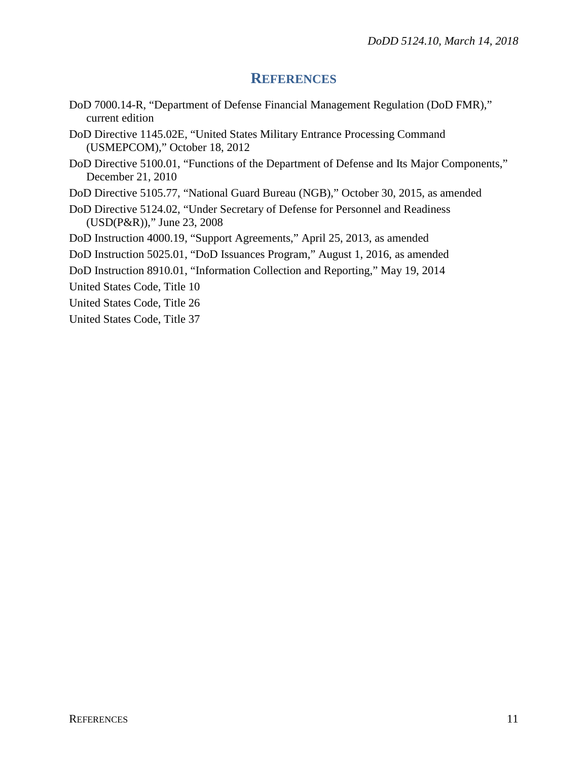## REFERENCES

DoD 7000.14-R, "Department of Defense Financial Management Regulation (DoD FMR)," current edition

DoD Directive 1145.02E, "United States Military Entrance Processing Command (USMEPCOM)," October 18, 2012

DoD Directive 5100.01, "Functions of the Department of Defense and Its Major Components," December 21, 2010

DoD Directive 5105.77, "National Guard Bureau (NGB)," October 30, 2015, as amended

DoD Directive 5124.02, "Under Secretary of Defense for Personnel and Readiness (USD(P&R))," June 23, 2008

DoD Instruction 4000.19, "Support Agreements," April 25, 2013, as amended

DoD Instruction 5025.01, "DoD Issuances Program," August 1, 2016, as amended

DoD Instruction 8910.01, "Information Collection and Reporting," May 19, 2014

United States Code, Title 10

United States Code, Title 26

United States Code, Title 37